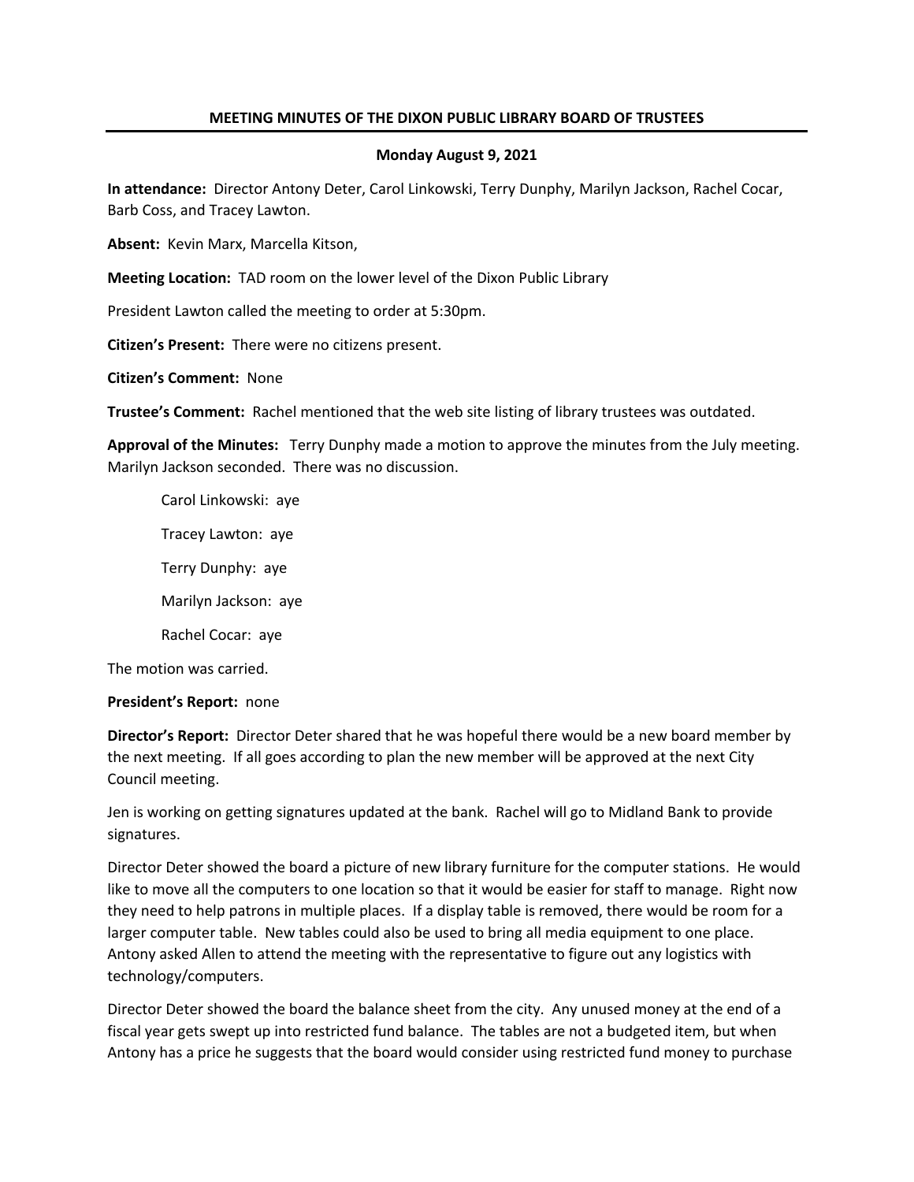**MEETING MINUTES OF THE DIXON PUBLIC LIBRARY BOARD OF TRUSTEES**

**Monday August 9, 2021**

**In attendance:** Director Antony Deter, Carol Linkowski, Terry Dunphy, Marilyn Jackson, Rachel Cocar, Barb Coss, and Tracey Lawton.

**Absent:** Kevin Marx, Marcella Kitson,

**Meeting Location:** TAD room on the lower level of the Dixon Public Library

President Lawton called the meeting to order at 5:30pm.

**Citizen's Present:** There were no citizens present.

**Citizen's Comment:** None

**Trustee's Comment:** Rachel mentioned that the web site listing of library trustees was outdated.

**Approval of the Minutes:** Terry Dunphy made a motion to approve the minutes from the July meeting. Marilyn Jackson seconded. There was no discussion.

Carol Linkowski: aye

Tracey Lawton: aye

Terry Dunphy: aye

Marilyn Jackson: aye

Rachel Cocar: aye

The motion was carried.

**President's Report:** none

**Director's Report:** Director Deter shared that he was hopeful there would be a new board member by the next meeting. If all goes according to plan the new member will be approved at the next City Council meeting.

Jen is working on getting signatures updated at the bank. Rachel will go to Midland Bank to provide signatures.

Director Deter showed the board a picture of new library furniture for the computer stations. He would like to move all the computers to one location so that it would be easier for staff to manage. Right now they need to help patrons in multiple places. If a display table is removed, there would be room for a larger computer table. New tables could also be used to bring all media equipment to one place. Antony asked Allen to attend the meeting with the representative to figure out any logistics with technology/computers.

Director Deter showed the board the balance sheet from the city. Any unused money at the end of a fiscal year gets swept up into restricted fund balance. The tables are not a budgeted item, but when Antony has a price he suggests that the board would consider using restricted fund money to purchase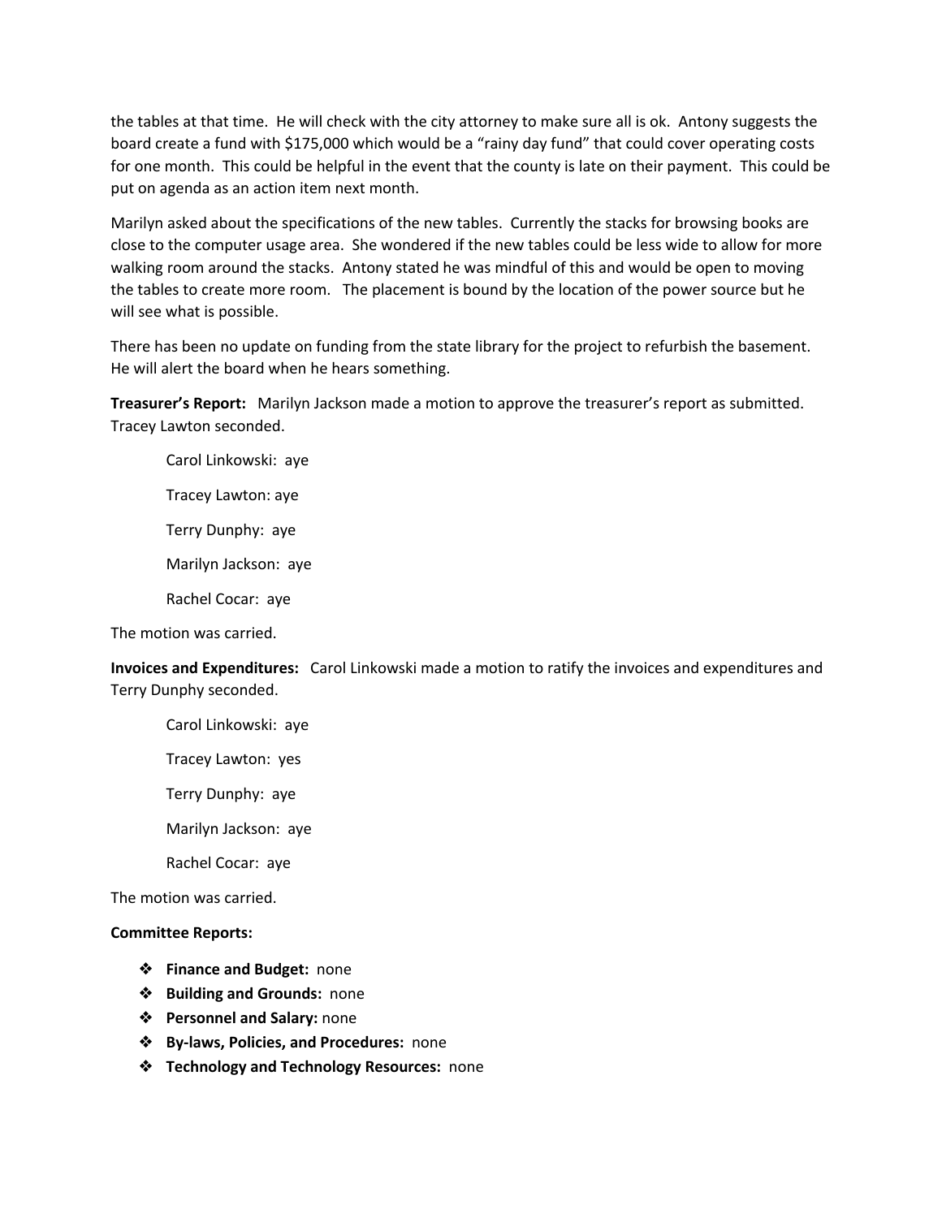the tables at that time. He will check with the city attorney to make sure all is ok. Antony suggests the board create a fund with $175,000 which would be a "rainy day fund" that could cover operating costs for one month. This could be helpful in the event that the county is late on their payment. This could be put on agenda as an action item next month.

Marilyn asked about the specifications of the new tables. Currently the stacks for browsing books are close to the computer usage area. She wondered if the new tables could be less wide to allow for more walking room around the stacks. Antony stated he was mindful of this and would be open to moving the tables to create more room. The placement is bound by the location of the power source but he will see what is possible.

There has been no update on funding from the state library for the project to refurbish the basement. He will alert the board when he hears something.

**Treasurer's Report:** Marilyn Jackson made a motion to approve the treasurer's report as submitted. Tracey Lawton seconded.

Carol Linkowski: aye

Tracey Lawton: aye

Terry Dunphy: aye

Marilyn Jackson: aye

Rachel Cocar: aye

The motion was carried.

**Invoices and Expenditures:** Carol Linkowski made a motion to ratify the invoices and expenditures and Terry Dunphy seconded.

Carol Linkowski: aye

Tracey Lawton: yes

Terry Dunphy: aye

Marilyn Jackson: aye

Rachel Cocar: aye

The motion was carried.

**Committee Reports:**

- **Finance and Budget:** none
- **Building and Grounds:** none
- **Personnel and Salary:** none
- **By-laws, Policies, and Procedures:** none
- **Technology and Technology Resources:** none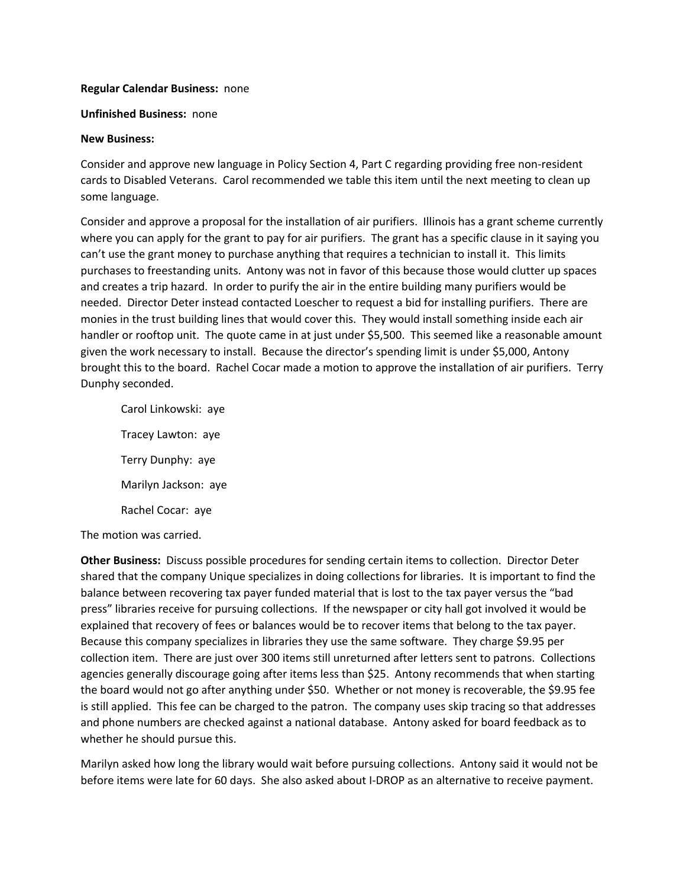**Regular Calendar Business:** none

**Unfinished Business:** none

**New Business:**

Consider and approve new language in Policy Section 4, Part C regarding providing free non-resident cards to Disabled Veterans. Carol recommended we table this item until the next meeting to clean up some language.

Consider and approve a proposal for the installation of air purifiers. Illinois has a grant scheme currently where you can apply for the grant to pay for air purifiers. The grant has a specific clause in it saying you can't use the grant money to purchase anything that requires a technician to install it. This limits purchases to freestanding units. Antony was not in favor of this because those would clutter up spaces and creates a trip hazard. In order to purify the air in the entire building many purifiers would be needed. Director Deter instead contacted Loescher to request a bid for installing purifiers. There are monies in the trust building lines that would cover this. They would install something inside each air handler or rooftop unit. The quote came in at just under $5,500. This seemed like a reasonable amount given the work necessary to install. Because the director's spending limit is under $5,000, Antony brought this to the board. Rachel Cocar made a motion to approve the installation of air purifiers. Terry Dunphy seconded.

> Carol Linkowski: aye
>
> Tracey Lawton: aye
>
> Terry Dunphy: aye
>
> Marilyn Jackson: aye
>
> Rachel Cocar: aye

The motion was carried.

**Other Business:** Discuss possible procedures for sending certain items to collection. Director Deter shared that the company Unique specializes in doing collections for libraries. It is important to find the balance between recovering tax payer funded material that is lost to the tax payer versus the "bad press" libraries receive for pursuing collections. If the newspaper or city hall got involved it would be explained that recovery of fees or balances would be to recover items that belong to the tax payer. Because this company specializes in libraries they use the same software. They charge $9.95 per collection item. There are just over 300 items still unreturned after letters sent to patrons. Collections agencies generally discourage going after items less than $25. Antony recommends that when starting the board would not go after anything under $50. Whether or not money is recoverable, the $9.95 fee is still applied. This fee can be charged to the patron. The company uses skip tracing so that addresses and phone numbers are checked against a national database. Antony asked for board feedback as to whether he should pursue this.

Marilyn asked how long the library would wait before pursuing collections. Antony said it would not be before items were late for 60 days. She also asked about I-DROP as an alternative to receive payment.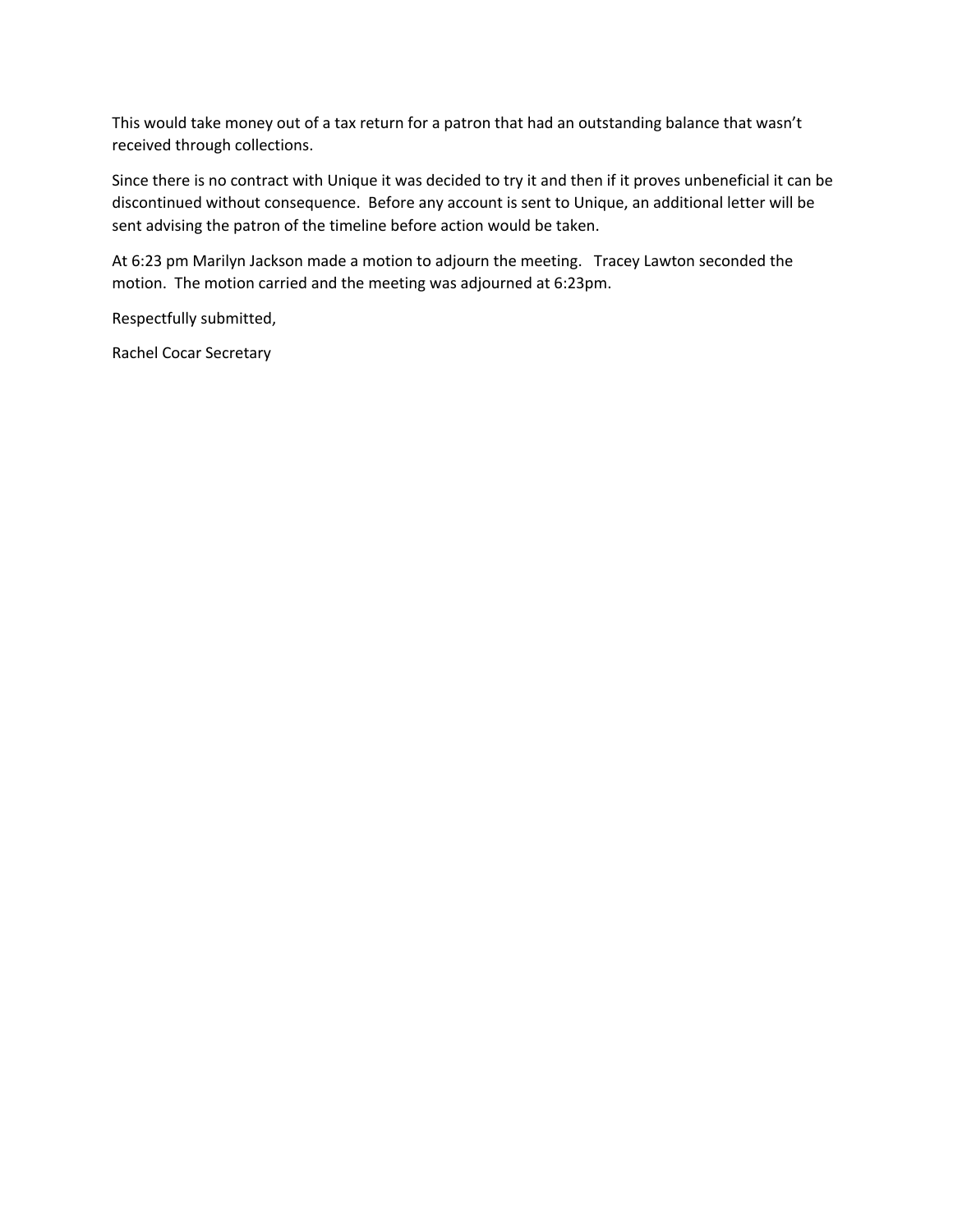This would take money out of a tax return for a patron that had an outstanding balance that wasn't received through collections.

Since there is no contract with Unique it was decided to try it and then if it proves unbeneficial it can be discontinued without consequence. Before any account is sent to Unique, an additional letter will be sent advising the patron of the timeline before action would be taken.

At 6:23 pm Marilyn Jackson made a motion to adjourn the meeting. Tracey Lawton seconded the motion. The motion carried and the meeting was adjourned at 6:23pm.

Respectfully submitted,

Rachel Cocar Secretary